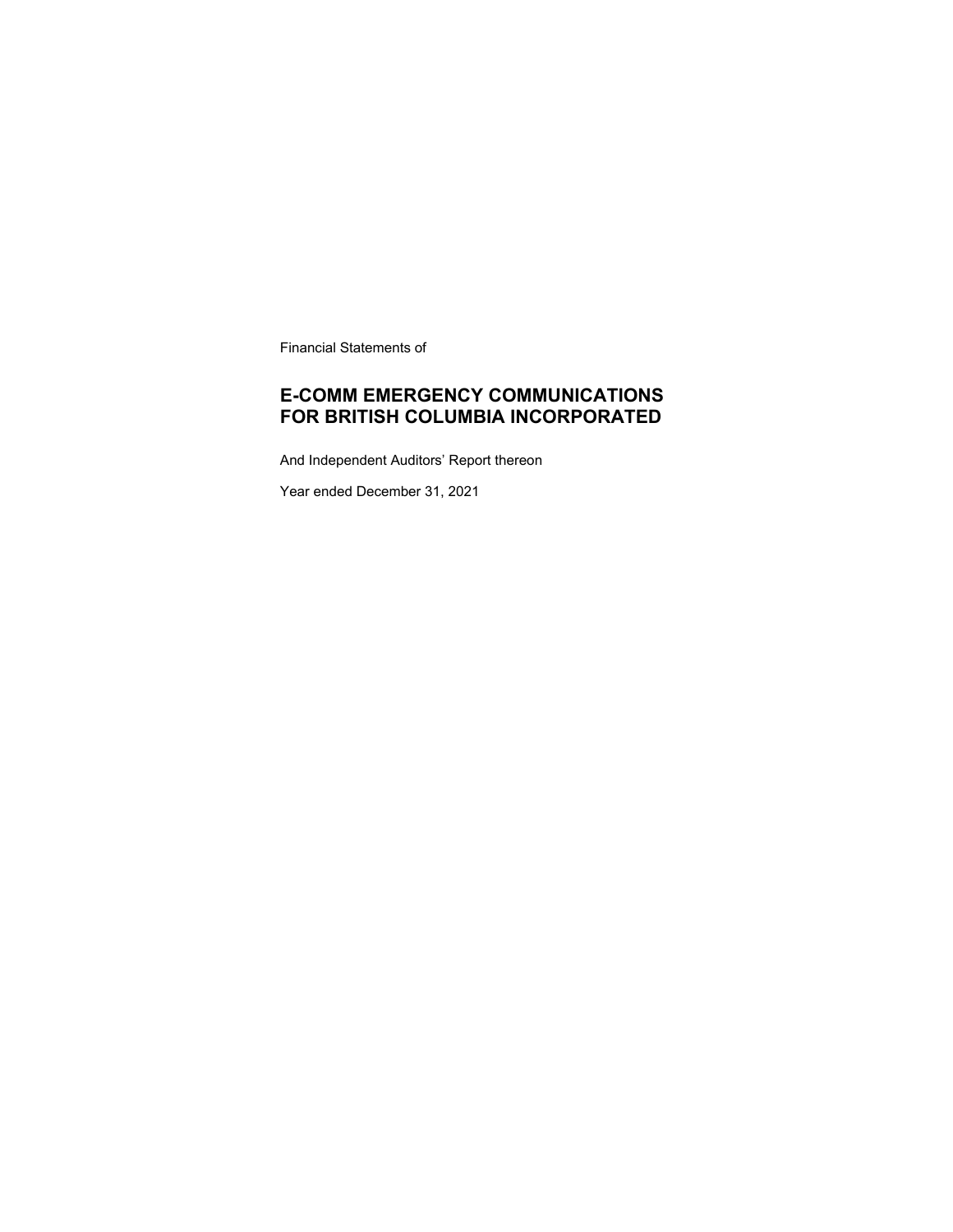Financial Statements of

# E-COMM EMERGENCY COMMUNICATIONS FOR BRITISH COLUMBIA INCORPORATED

And Independent Auditors' Report thereon

Year ended December 31, 2021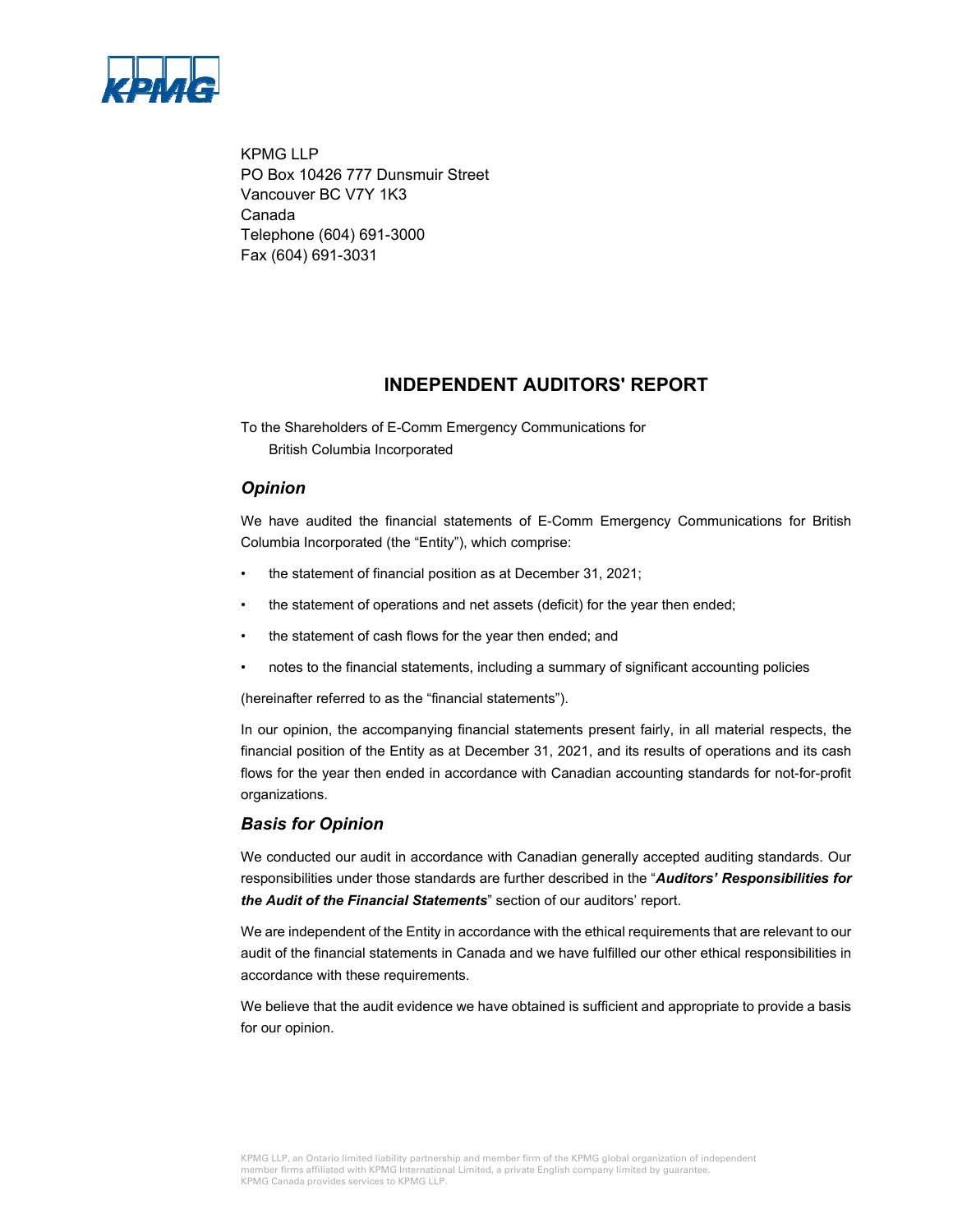KPMG LLP
PO Box 10426 777 Dunsmuir Street
Vancouver BC V7Y 1K3
Canada
Telephone (604) 691-3000
Fax (604) 691-3031

# INDEPENDENT AUDITORS' REPORT

To the Shareholders of E-Comm Emergency Communications for British Columbia Incorporated

## *Opinion*

We have audited the financial statements of E-Comm Emergency Communications for British Columbia Incorporated (the "Entity"), which comprise:

- the statement of financial position as at December 31, 2021;
- the statement of operations and net assets (deficit) for the year then ended;
- the statement of cash flows for the year then ended; and
- notes to the financial statements, including a summary of significant accounting policies

(hereinafter referred to as the "financial statements").

In our opinion, the accompanying financial statements present fairly, in all material respects, the financial position of the Entity as at December 31, 2021, and its results of operations and its cash flows for the year then ended in accordance with Canadian accounting standards for not-for-profit organizations.

## *Basis for Opinion*

We conducted our audit in accordance with Canadian generally accepted auditing standards. Our responsibilities under those standards are further described in the "***Auditors' Responsibilities for the Audit of the Financial Statements***" section of our auditors' report.

We are independent of the Entity in accordance with the ethical requirements that are relevant to our audit of the financial statements in Canada and we have fulfilled our other ethical responsibilities in accordance with these requirements.

We believe that the audit evidence we have obtained is sufficient and appropriate to provide a basis for our opinion.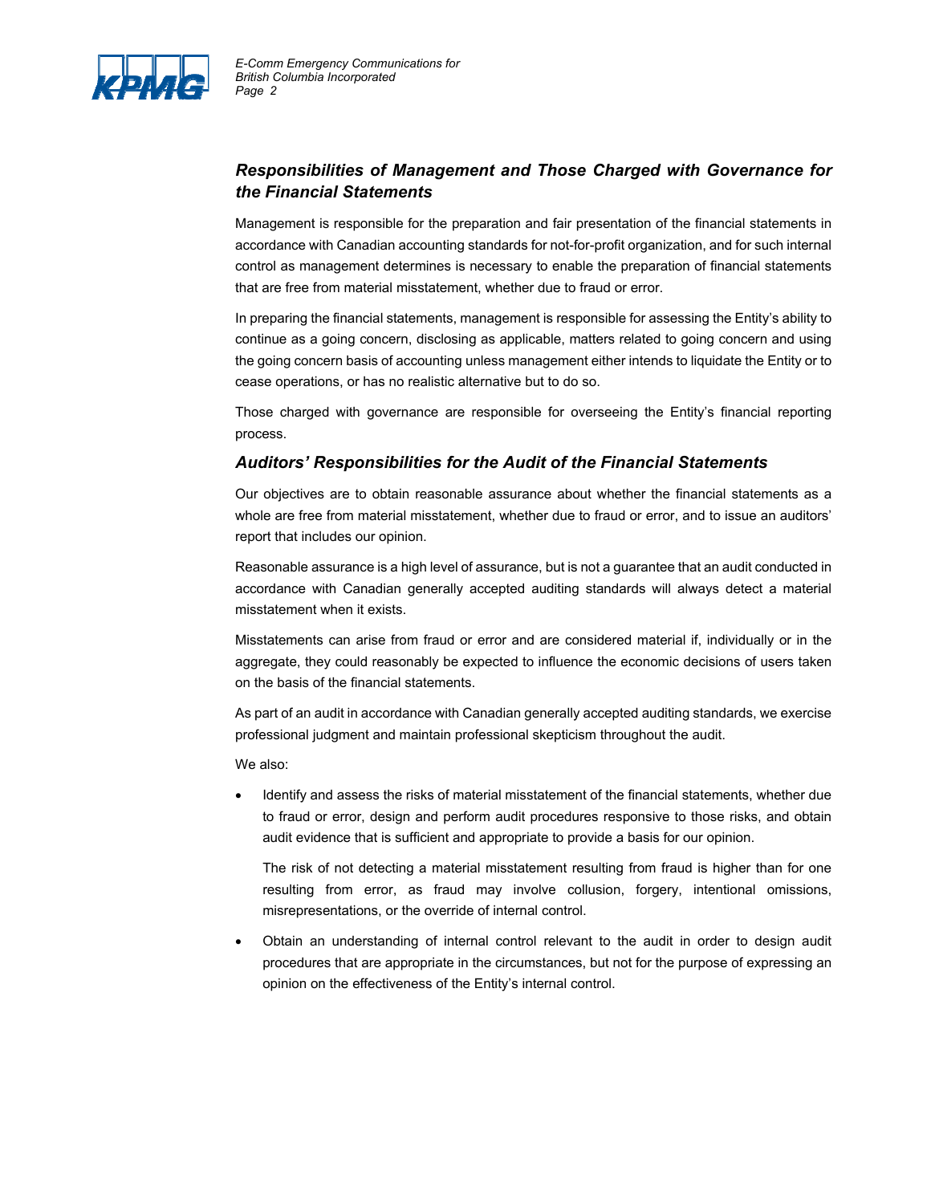## *Responsibilities of Management and Those Charged with Governance for the Financial Statements*

Management is responsible for the preparation and fair presentation of the financial statements in accordance with Canadian accounting standards for not-for-profit organization, and for such internal control as management determines is necessary to enable the preparation of financial statements that are free from material misstatement, whether due to fraud or error.

In preparing the financial statements, management is responsible for assessing the Entity's ability to continue as a going concern, disclosing as applicable, matters related to going concern and using the going concern basis of accounting unless management either intends to liquidate the Entity or to cease operations, or has no realistic alternative but to do so.

Those charged with governance are responsible for overseeing the Entity's financial reporting process.

## *Auditors' Responsibilities for the Audit of the Financial Statements*

Our objectives are to obtain reasonable assurance about whether the financial statements as a whole are free from material misstatement, whether due to fraud or error, and to issue an auditors' report that includes our opinion.

Reasonable assurance is a high level of assurance, but is not a guarantee that an audit conducted in accordance with Canadian generally accepted auditing standards will always detect a material misstatement when it exists.

Misstatements can arise from fraud or error and are considered material if, individually or in the aggregate, they could reasonably be expected to influence the economic decisions of users taken on the basis of the financial statements.

As part of an audit in accordance with Canadian generally accepted auditing standards, we exercise professional judgment and maintain professional skepticism throughout the audit.

We also:

- Identify and assess the risks of material misstatement of the financial statements, whether due to fraud or error, design and perform audit procedures responsive to those risks, and obtain audit evidence that is sufficient and appropriate to provide a basis for our opinion.

  The risk of not detecting a material misstatement resulting from fraud is higher than for one resulting from error, as fraud may involve collusion, forgery, intentional omissions, misrepresentations, or the override of internal control.

- Obtain an understanding of internal control relevant to the audit in order to design audit procedures that are appropriate in the circumstances, but not for the purpose of expressing an opinion on the effectiveness of the Entity's internal control.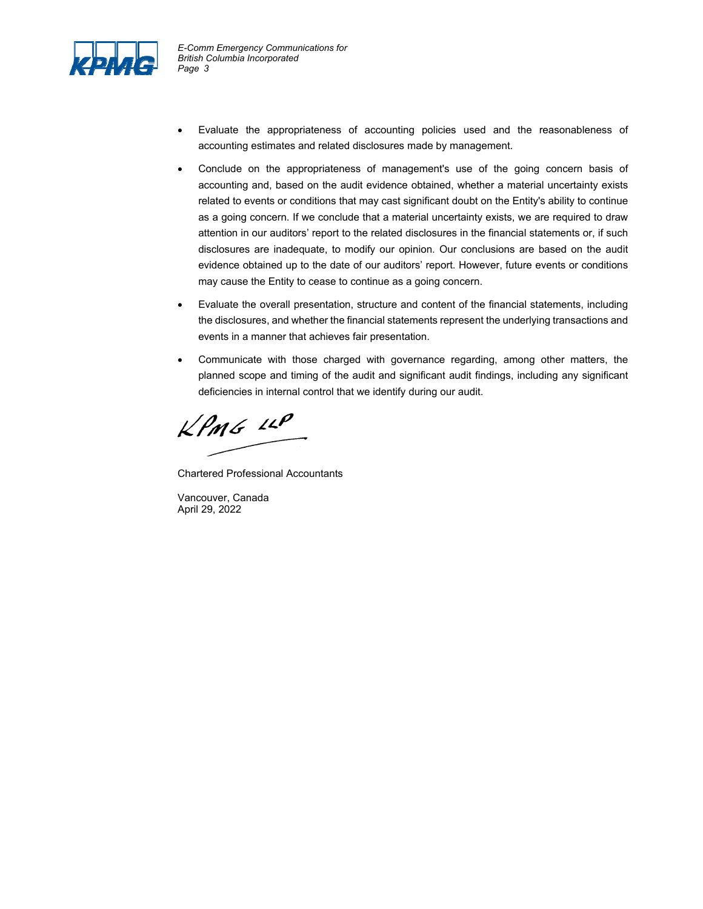- Evaluate the appropriateness of accounting policies used and the reasonableness of accounting estimates and related disclosures made by management.
- Conclude on the appropriateness of management's use of the going concern basis of accounting and, based on the audit evidence obtained, whether a material uncertainty exists related to events or conditions that may cast significant doubt on the Entity's ability to continue as a going concern. If we conclude that a material uncertainty exists, we are required to draw attention in our auditors' report to the related disclosures in the financial statements or, if such disclosures are inadequate, to modify our opinion. Our conclusions are based on the audit evidence obtained up to the date of our auditors' report. However, future events or conditions may cause the Entity to cease to continue as a going concern.
- Evaluate the overall presentation, structure and content of the financial statements, including the disclosures, and whether the financial statements represent the underlying transactions and events in a manner that achieves fair presentation.
- Communicate with those charged with governance regarding, among other matters, the planned scope and timing of the audit and significant audit findings, including any significant deficiencies in internal control that we identify during our audit.

KPMG LLP

Chartered Professional Accountants

Vancouver, Canada
April 29, 2022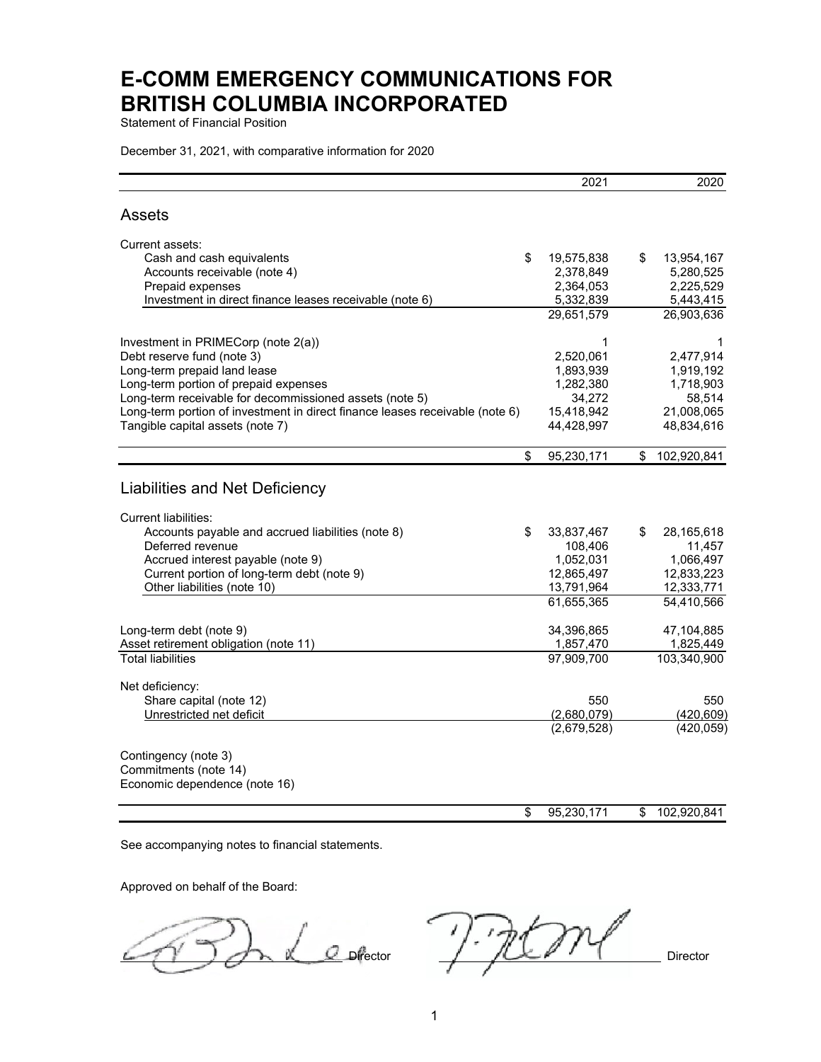# E-COMM EMERGENCY COMMUNICATIONS FOR BRITISH COLUMBIA INCORPORATED

Statement of Financial Position

December 31, 2021, with comparative information for 2020

| | 2021 | 2020 |
|---|---|---|
| **Assets** | | |
| Current assets: | | |
| Cash and cash equivalents | $ 19,575,838 | $ 13,954,167 |
| Accounts receivable (note 4) | 2,378,849 | 5,280,525 |
| Prepaid expenses | 2,364,053 | 2,225,529 |
| Investment in direct finance leases receivable (note 6) | 5,332,839 | 5,443,415 |
| | 29,651,579 | 26,903,636 |
| Investment in PRIMECorp (note 2(a)) | 1 | 1 |
| Debt reserve fund (note 3) | 2,520,061 | 2,477,914 |
| Long-term prepaid land lease | 1,893,939 | 1,919,192 |
| Long-term portion of prepaid expenses | 1,282,380 | 1,718,903 |
| Long-term receivable for decommissioned assets (note 5) | 34,272 | 58,514 |
| Long-term portion of investment in direct finance leases receivable (note 6) | 15,418,942 | 21,008,065 |
| Tangible capital assets (note 7) | 44,428,997 | 48,834,616 |
| | $ 95,230,171 | $ 102,920,841 |
| **Liabilities and Net Deficiency** | | |
| Current liabilities: | | |
| Accounts payable and accrued liabilities (note 8) | $ 33,837,467 | $ 28,165,618 |
| Deferred revenue | 108,406 | 11,457 |
| Accrued interest payable (note 9) | 1,052,031 | 1,066,497 |
| Current portion of long-term debt (note 9) | 12,865,497 | 12,833,223 |
| Other liabilities (note 10) | 13,791,964 | 12,333,771 |
| | 61,655,365 | 54,410,566 |
| Long-term debt (note 9) | 34,396,865 | 47,104,885 |
| Asset retirement obligation (note 11) | 1,857,470 | 1,825,449 |
| Total liabilities | 97,909,700 | 103,340,900 |
| Net deficiency: | | |
| Share capital (note 12) | 550 | 550 |
| Unrestricted net deficit | (2,680,079) | (420,609) |
| | (2,679,528) | (420,059) |
| Contingency (note 3) | | |
| Commitments (note 14) | | |
| Economic dependence (note 16) | | |
| | $ 95,230,171 | $ 102,920,841 |

See accompanying notes to financial statements.

Approved on behalf of the Board:

_______________________ Director _______________________ Director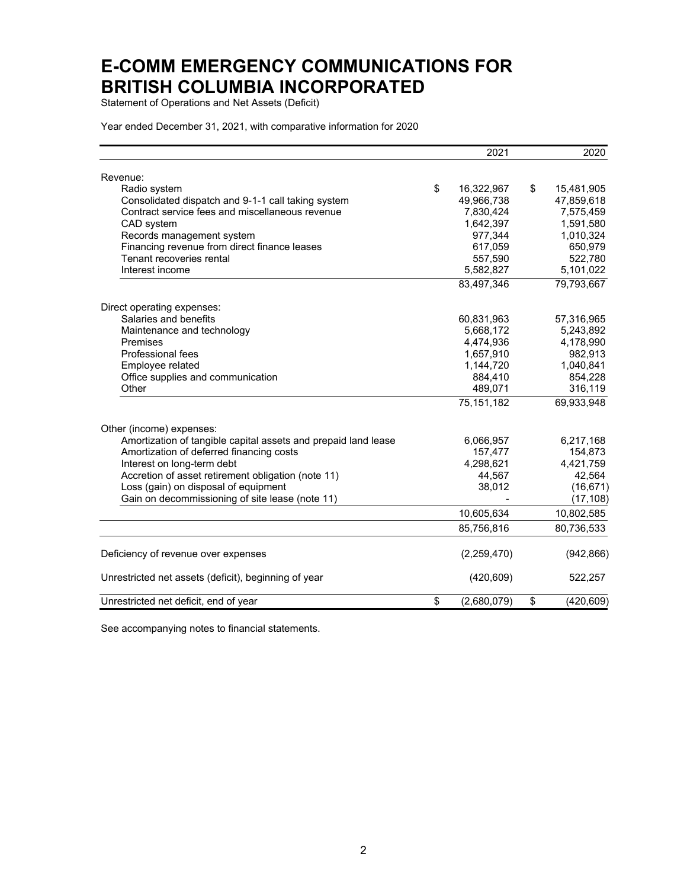# E-COMM EMERGENCY COMMUNICATIONS FOR BRITISH COLUMBIA INCORPORATED

Statement of Operations and Net Assets (Deficit)

Year ended December 31, 2021, with comparative information for 2020

| | 2021 | 2020 |
|---|---|---|
| Revenue: | | |
| Radio system | $ 16,322,967 | $ 15,481,905 |
| Consolidated dispatch and 9-1-1 call taking system | 49,966,738 | 47,859,618 |
| Contract service fees and miscellaneous revenue | 7,830,424 | 7,575,459 |
| CAD system | 1,642,397 | 1,591,580 |
| Records management system | 977,344 | 1,010,324 |
| Financing revenue from direct finance leases | 617,059 | 650,979 |
| Tenant recoveries rental | 557,590 | 522,780 |
| Interest income | 5,582,827 | 5,101,022 |
| | 83,497,346 | 79,793,667 |
| Direct operating expenses: | | |
| Salaries and benefits | 60,831,963 | 57,316,965 |
| Maintenance and technology | 5,668,172 | 5,243,892 |
| Premises | 4,474,936 | 4,178,990 |
| Professional fees | 1,657,910 | 982,913 |
| Employee related | 1,144,720 | 1,040,841 |
| Office supplies and communication | 884,410 | 854,228 |
| Other | 489,071 | 316,119 |
| | 75,151,182 | 69,933,948 |
| Other (income) expenses: | | |
| Amortization of tangible capital assets and prepaid land lease | 6,066,957 | 6,217,168 |
| Amortization of deferred financing costs | 157,477 | 154,873 |
| Interest on long-term debt | 4,298,621 | 4,421,759 |
| Accretion of asset retirement obligation (note 11) | 44,567 | 42,564 |
| Loss (gain) on disposal of equipment | 38,012 | (16,671) |
| Gain on decommissioning of site lease (note 11) | - | (17,108) |
| | 10,605,634 | 10,802,585 |
| | 85,756,816 | 80,736,533 |
| Deficiency of revenue over expenses | (2,259,470) | (942,866) |
| Unrestricted net assets (deficit), beginning of year | (420,609) | 522,257 |
| Unrestricted net deficit, end of year | $ (2,680,079) | $ (420,609) |

See accompanying notes to financial statements.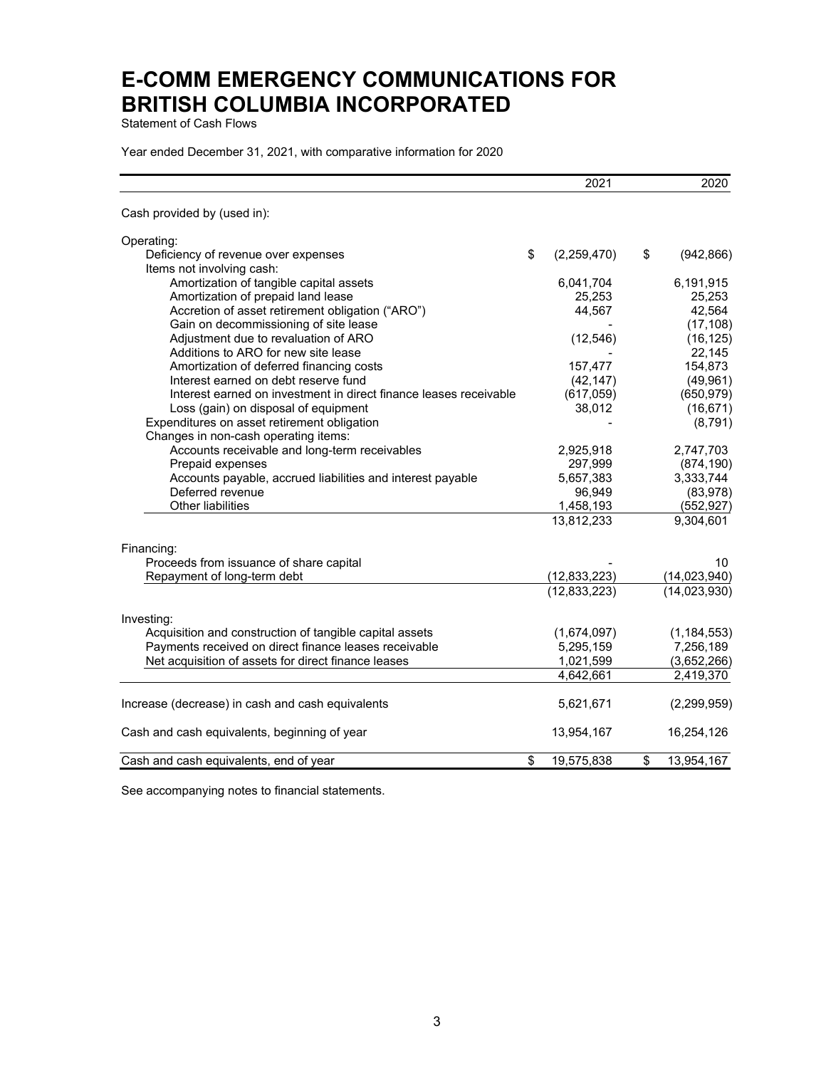# E-COMM EMERGENCY COMMUNICATIONS FOR BRITISH COLUMBIA INCORPORATED

Statement of Cash Flows

Year ended December 31, 2021, with comparative information for 2020

| | 2021 | 2020 |
|---|---|---|
| Cash provided by (used in): | | |
| Operating: | | |
| Deficiency of revenue over expenses | $ (2,259,470) | $ (942,866) |
| Items not involving cash: | | |
| Amortization of tangible capital assets | 6,041,704 | 6,191,915 |
| Amortization of prepaid land lease | 25,253 | 25,253 |
| Accretion of asset retirement obligation ("ARO") | 44,567 | 42,564 |
| Gain on decommissioning of site lease | - | (17,108) |
| Adjustment due to revaluation of ARO | (12,546) | (16,125) |
| Additions to ARO for new site lease | - | 22,145 |
| Amortization of deferred financing costs | 157,477 | 154,873 |
| Interest earned on debt reserve fund | (42,147) | (49,961) |
| Interest earned on investment in direct finance leases receivable | (617,059) | (650,979) |
| Loss (gain) on disposal of equipment | 38,012 | (16,671) |
| Expenditures on asset retirement obligation | - | (8,791) |
| Changes in non-cash operating items: | | |
| Accounts receivable and long-term receivables | 2,925,918 | 2,747,703 |
| Prepaid expenses | 297,999 | (874,190) |
| Accounts payable, accrued liabilities and interest payable | 5,657,383 | 3,333,744 |
| Deferred revenue | 96,949 | (83,978) |
| Other liabilities | 1,458,193 | (552,927) |
| | 13,812,233 | 9,304,601 |
| Financing: | | |
| Proceeds from issuance of share capital | - | 10 |
| Repayment of long-term debt | (12,833,223) | (14,023,940) |
| | (12,833,223) | (14,023,930) |
| Investing: | | |
| Acquisition and construction of tangible capital assets | (1,674,097) | (1,184,553) |
| Payments received on direct finance leases receivable | 5,295,159 | 7,256,189 |
| Net acquisition of assets for direct finance leases | 1,021,599 | (3,652,266) |
| | 4,642,661 | 2,419,370 |
| Increase (decrease) in cash and cash equivalents | 5,621,671 | (2,299,959) |
| Cash and cash equivalents, beginning of year | 13,954,167 | 16,254,126 |
| Cash and cash equivalents, end of year | $ 19,575,838 | $ 13,954,167 |

See accompanying notes to financial statements.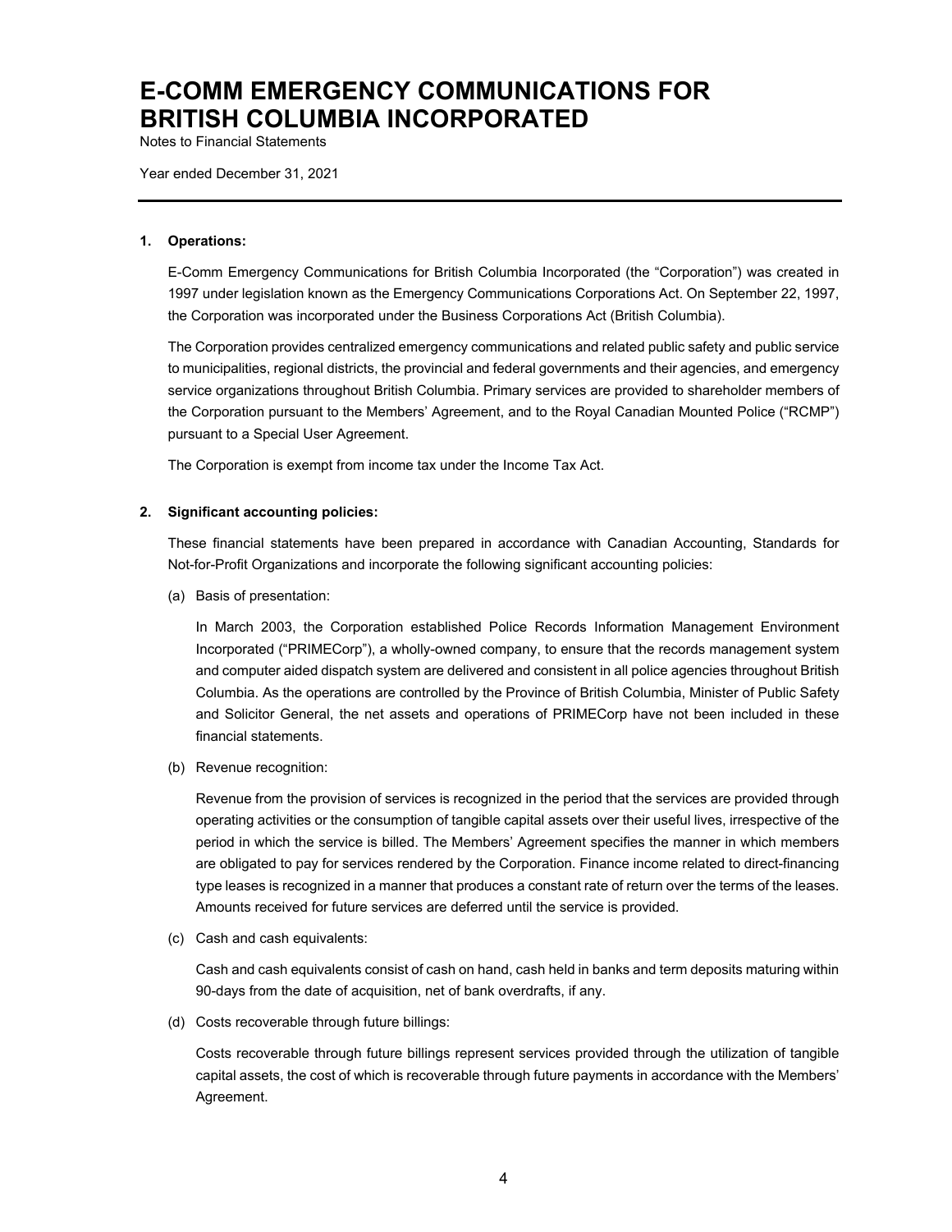# E-COMM EMERGENCY COMMUNICATIONS FOR BRITISH COLUMBIA INCORPORATED

Notes to Financial Statements

Year ended December 31, 2021

---

**1. Operations:**

E-Comm Emergency Communications for British Columbia Incorporated (the "Corporation") was created in 1997 under legislation known as the Emergency Communications Corporations Act. On September 22, 1997, the Corporation was incorporated under the Business Corporations Act (British Columbia).

The Corporation provides centralized emergency communications and related public safety and public service to municipalities, regional districts, the provincial and federal governments and their agencies, and emergency service organizations throughout British Columbia. Primary services are provided to shareholder members of the Corporation pursuant to the Members' Agreement, and to the Royal Canadian Mounted Police ("RCMP") pursuant to a Special User Agreement.

The Corporation is exempt from income tax under the Income Tax Act.

**2. Significant accounting policies:**

These financial statements have been prepared in accordance with Canadian Accounting, Standards for Not-for-Profit Organizations and incorporate the following significant accounting policies:

(a) Basis of presentation:

In March 2003, the Corporation established Police Records Information Management Environment Incorporated ("PRIMECorp"), a wholly-owned company, to ensure that the records management system and computer aided dispatch system are delivered and consistent in all police agencies throughout British Columbia. As the operations are controlled by the Province of British Columbia, Minister of Public Safety and Solicitor General, the net assets and operations of PRIMECorp have not been included in these financial statements.

(b) Revenue recognition:

Revenue from the provision of services is recognized in the period that the services are provided through operating activities or the consumption of tangible capital assets over their useful lives, irrespective of the period in which the service is billed. The Members' Agreement specifies the manner in which members are obligated to pay for services rendered by the Corporation. Finance income related to direct-financing type leases is recognized in a manner that produces a constant rate of return over the terms of the leases. Amounts received for future services are deferred until the service is provided.

(c) Cash and cash equivalents:

Cash and cash equivalents consist of cash on hand, cash held in banks and term deposits maturing within 90-days from the date of acquisition, net of bank overdrafts, if any.

(d) Costs recoverable through future billings:

Costs recoverable through future billings represent services provided through the utilization of tangible capital assets, the cost of which is recoverable through future payments in accordance with the Members' Agreement.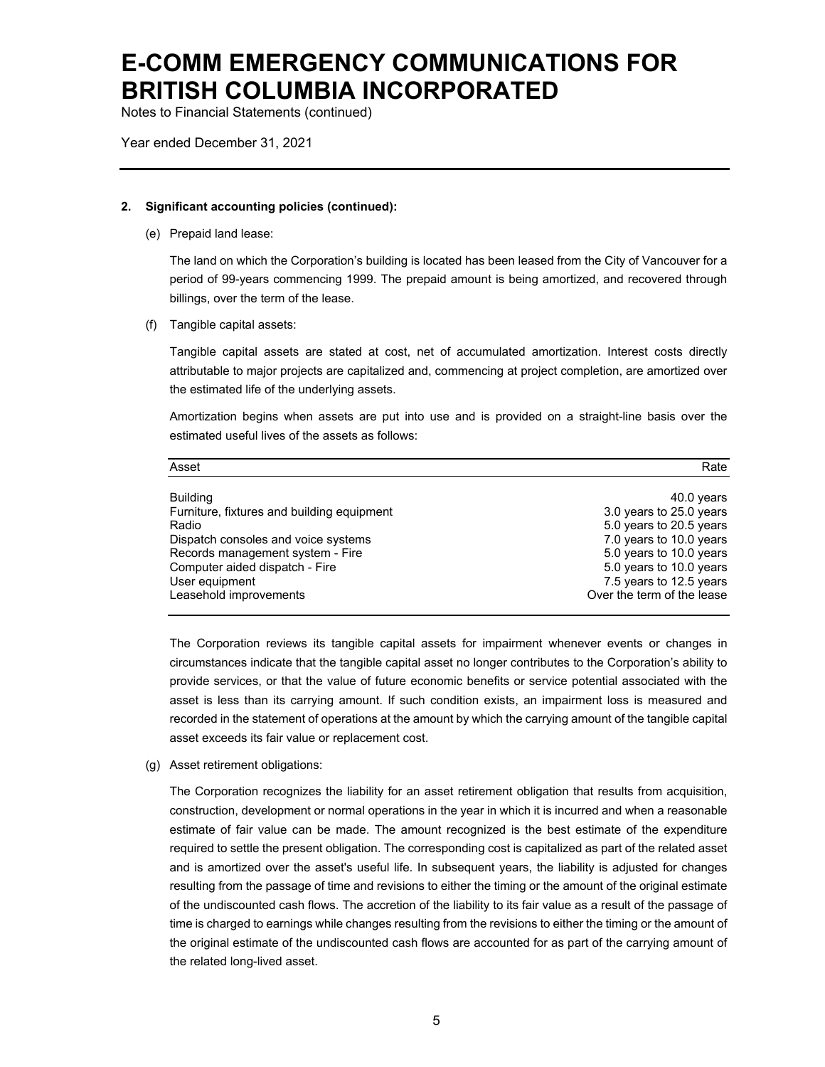# E-COMM EMERGENCY COMMUNICATIONS FOR BRITISH COLUMBIA INCORPORATED

Notes to Financial Statements (continued)

Year ended December 31, 2021

**2. Significant accounting policies (continued):**

(e) Prepaid land lease:

The land on which the Corporation's building is located has been leased from the City of Vancouver for a period of 99-years commencing 1999. The prepaid amount is being amortized, and recovered through billings, over the term of the lease.

(f) Tangible capital assets:

Tangible capital assets are stated at cost, net of accumulated amortization. Interest costs directly attributable to major projects are capitalized and, commencing at project completion, are amortized over the estimated life of the underlying assets.

Amortization begins when assets are put into use and is provided on a straight-line basis over the estimated useful lives of the assets as follows:

| Asset | Rate |
|---|---|
| Building | 40.0 years |
| Furniture, fixtures and building equipment | 3.0 years to 25.0 years |
| Radio | 5.0 years to 20.5 years |
| Dispatch consoles and voice systems | 7.0 years to 10.0 years |
| Records management system - Fire | 5.0 years to 10.0 years |
| Computer aided dispatch - Fire | 5.0 years to 10.0 years |
| User equipment | 7.5 years to 12.5 years |
| Leasehold improvements | Over the term of the lease |

The Corporation reviews its tangible capital assets for impairment whenever events or changes in circumstances indicate that the tangible capital asset no longer contributes to the Corporation's ability to provide services, or that the value of future economic benefits or service potential associated with the asset is less than its carrying amount. If such condition exists, an impairment loss is measured and recorded in the statement of operations at the amount by which the carrying amount of the tangible capital asset exceeds its fair value or replacement cost.

(g) Asset retirement obligations:

The Corporation recognizes the liability for an asset retirement obligation that results from acquisition, construction, development or normal operations in the year in which it is incurred and when a reasonable estimate of fair value can be made. The amount recognized is the best estimate of the expenditure required to settle the present obligation. The corresponding cost is capitalized as part of the related asset and is amortized over the asset's useful life. In subsequent years, the liability is adjusted for changes resulting from the passage of time and revisions to either the timing or the amount of the original estimate of the undiscounted cash flows. The accretion of the liability to its fair value as a result of the passage of time is charged to earnings while changes resulting from the revisions to either the timing or the amount of the original estimate of the undiscounted cash flows are accounted for as part of the carrying amount of the related long-lived asset.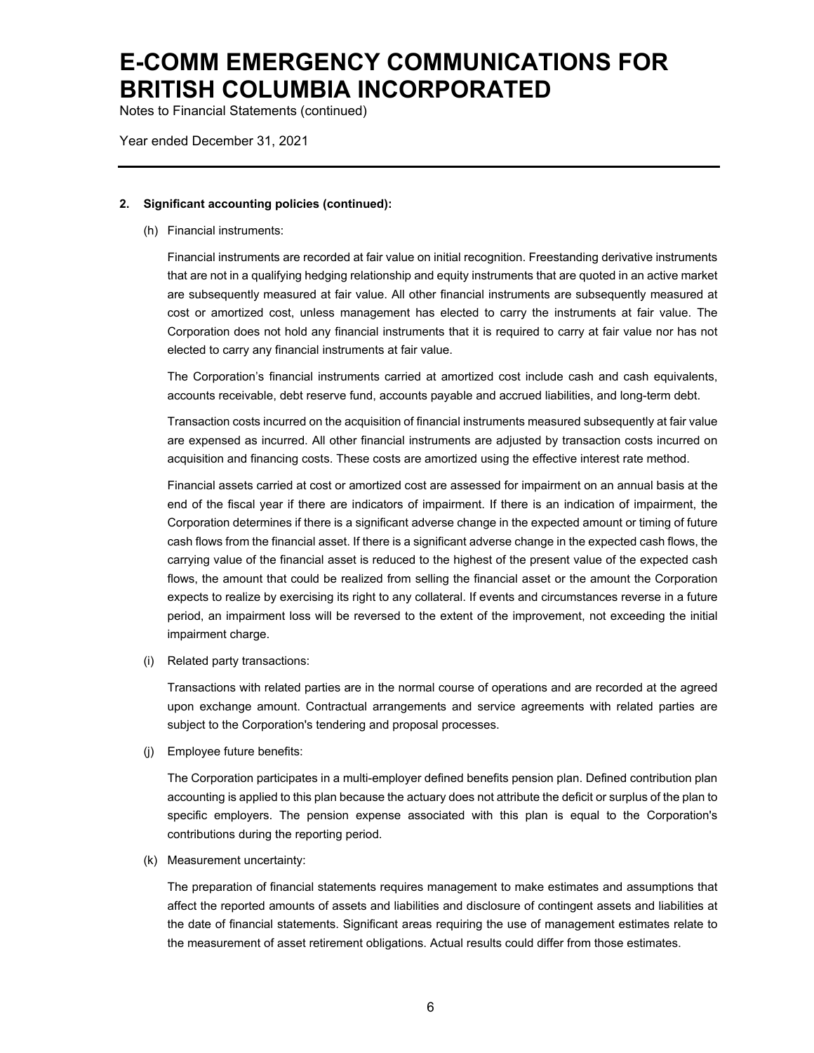# E-COMM EMERGENCY COMMUNICATIONS FOR BRITISH COLUMBIA INCORPORATED

Notes to Financial Statements (continued)

Year ended December 31, 2021

**2. Significant accounting policies (continued):**

(h) Financial instruments:

Financial instruments are recorded at fair value on initial recognition. Freestanding derivative instruments that are not in a qualifying hedging relationship and equity instruments that are quoted in an active market are subsequently measured at fair value. All other financial instruments are subsequently measured at cost or amortized cost, unless management has elected to carry the instruments at fair value. The Corporation does not hold any financial instruments that it is required to carry at fair value nor has not elected to carry any financial instruments at fair value.

The Corporation's financial instruments carried at amortized cost include cash and cash equivalents, accounts receivable, debt reserve fund, accounts payable and accrued liabilities, and long-term debt.

Transaction costs incurred on the acquisition of financial instruments measured subsequently at fair value are expensed as incurred. All other financial instruments are adjusted by transaction costs incurred on acquisition and financing costs. These costs are amortized using the effective interest rate method.

Financial assets carried at cost or amortized cost are assessed for impairment on an annual basis at the end of the fiscal year if there are indicators of impairment. If there is an indication of impairment, the Corporation determines if there is a significant adverse change in the expected amount or timing of future cash flows from the financial asset. If there is a significant adverse change in the expected cash flows, the carrying value of the financial asset is reduced to the highest of the present value of the expected cash flows, the amount that could be realized from selling the financial asset or the amount the Corporation expects to realize by exercising its right to any collateral. If events and circumstances reverse in a future period, an impairment loss will be reversed to the extent of the improvement, not exceeding the initial impairment charge.

(i) Related party transactions:

Transactions with related parties are in the normal course of operations and are recorded at the agreed upon exchange amount. Contractual arrangements and service agreements with related parties are subject to the Corporation's tendering and proposal processes.

(j) Employee future benefits:

The Corporation participates in a multi-employer defined benefits pension plan. Defined contribution plan accounting is applied to this plan because the actuary does not attribute the deficit or surplus of the plan to specific employers. The pension expense associated with this plan is equal to the Corporation's contributions during the reporting period.

(k) Measurement uncertainty:

The preparation of financial statements requires management to make estimates and assumptions that affect the reported amounts of assets and liabilities and disclosure of contingent assets and liabilities at the date of financial statements. Significant areas requiring the use of management estimates relate to the measurement of asset retirement obligations. Actual results could differ from those estimates.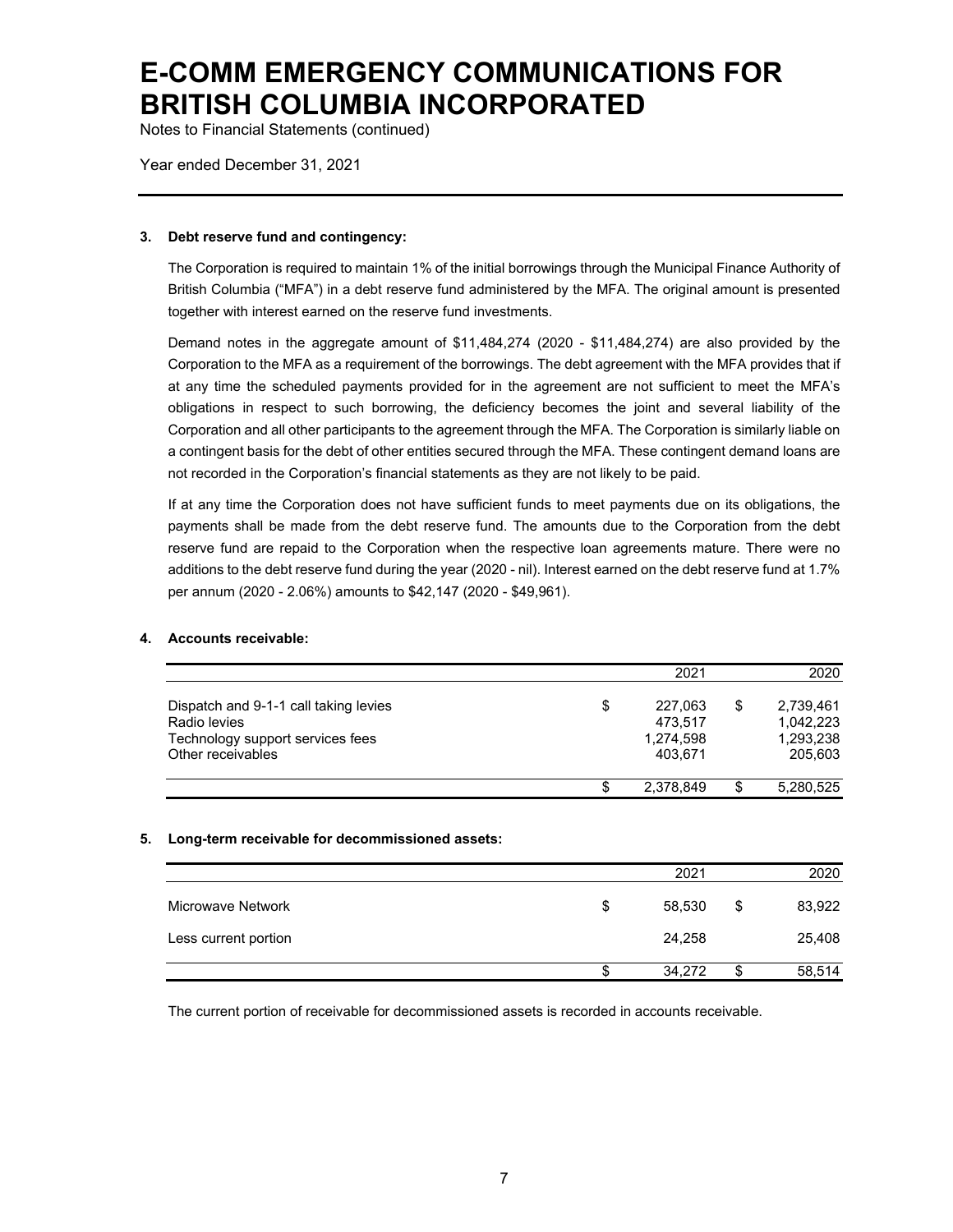# E-COMM EMERGENCY COMMUNICATIONS FOR BRITISH COLUMBIA INCORPORATED

Notes to Financial Statements (continued)

Year ended December 31, 2021

**3. Debt reserve fund and contingency:**

The Corporation is required to maintain 1% of the initial borrowings through the Municipal Finance Authority of British Columbia ("MFA") in a debt reserve fund administered by the MFA. The original amount is presented together with interest earned on the reserve fund investments.

Demand notes in the aggregate amount of $11,484,274 (2020 - $11,484,274) are also provided by the Corporation to the MFA as a requirement of the borrowings. The debt agreement with the MFA provides that if at any time the scheduled payments provided for in the agreement are not sufficient to meet the MFA's obligations in respect to such borrowing, the deficiency becomes the joint and several liability of the Corporation and all other participants to the agreement through the MFA. The Corporation is similarly liable on a contingent basis for the debt of other entities secured through the MFA. These contingent demand loans are not recorded in the Corporation's financial statements as they are not likely to be paid.

If at any time the Corporation does not have sufficient funds to meet payments due on its obligations, the payments shall be made from the debt reserve fund. The amounts due to the Corporation from the debt reserve fund are repaid to the Corporation when the respective loan agreements mature. There were no additions to the debt reserve fund during the year (2020 - nil). Interest earned on the debt reserve fund at 1.7% per annum (2020 - 2.06%) amounts to $42,147 (2020 - $49,961).

**4. Accounts receivable:**

| | 2021 | 2020 |
|---|---|---|
| Dispatch and 9-1-1 call taking levies | $ 227,063 | $ 2,739,461 |
| Radio levies | 473,517 | 1,042,223 |
| Technology support services fees | 1,274,598 | 1,293,238 |
| Other receivables | 403,671 | 205,603 |
| | $ 2,378,849 | $ 5,280,525 |

**5. Long-term receivable for decommissioned assets:**

| | 2021 | 2020 |
|---|---|---|
| Microwave Network | $ 58,530 | $ 83,922 |
| Less current portion | 24,258 | 25,408 |
| | $ 34,272 | $ 58,514 |

The current portion of receivable for decommissioned assets is recorded in accounts receivable.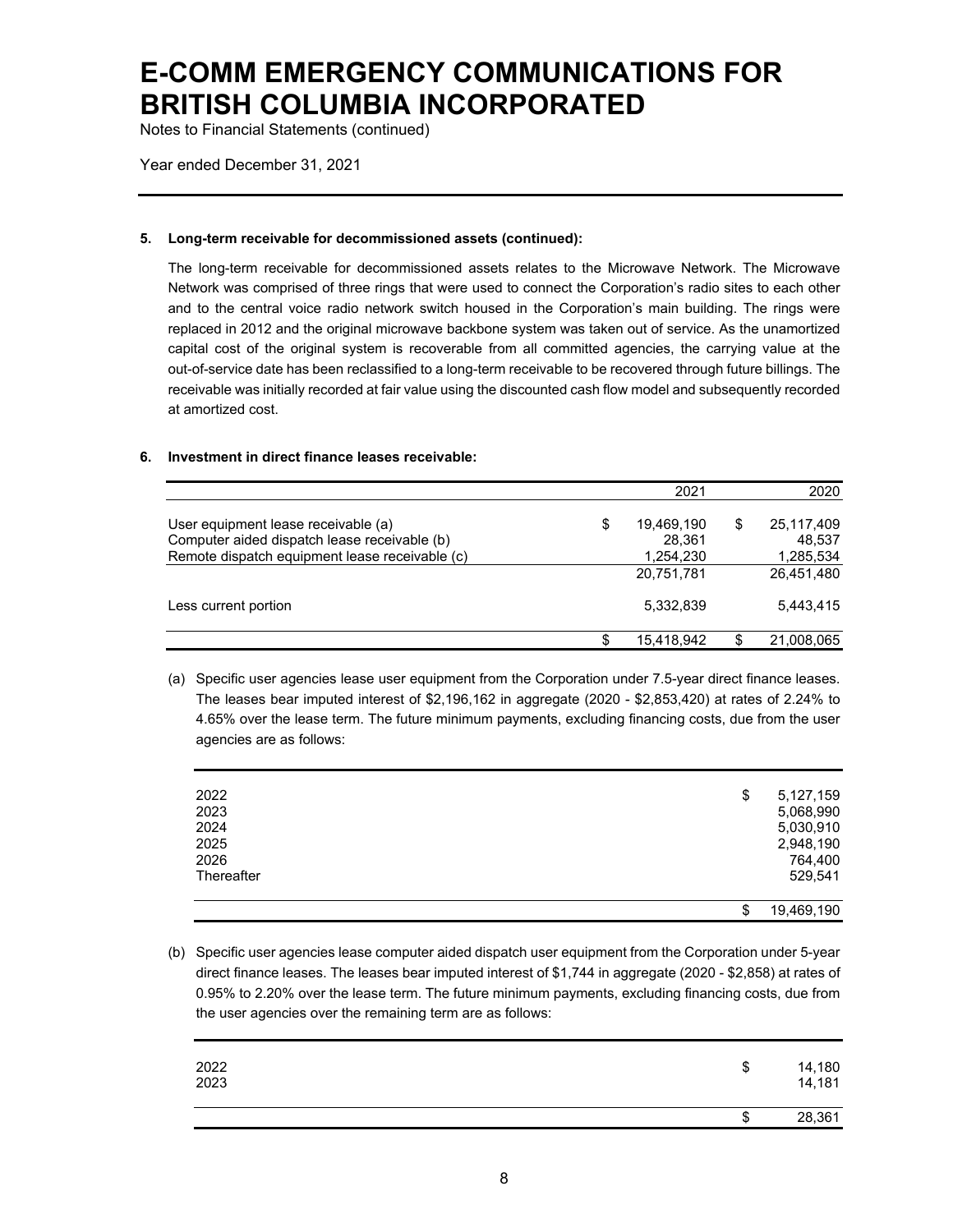# E-COMM EMERGENCY COMMUNICATIONS FOR BRITISH COLUMBIA INCORPORATED

Notes to Financial Statements (continued)

Year ended December 31, 2021

**5. Long-term receivable for decommissioned assets (continued):**

The long-term receivable for decommissioned assets relates to the Microwave Network. The Microwave Network was comprised of three rings that were used to connect the Corporation's radio sites to each other and to the central voice radio network switch housed in the Corporation's main building. The rings were replaced in 2012 and the original microwave backbone system was taken out of service. As the unamortized capital cost of the original system is recoverable from all committed agencies, the carrying value at the out-of-service date has been reclassified to a long-term receivable to be recovered through future billings. The receivable was initially recorded at fair value using the discounted cash flow model and subsequently recorded at amortized cost.

**6. Investment in direct finance leases receivable:**

| | 2021 | 2020 |
|---|---|---|
| User equipment lease receivable (a) | $ 19,469,190 | $ 25,117,409 |
| Computer aided dispatch lease receivable (b) | 28,361 | 48,537 |
| Remote dispatch equipment lease receivable (c) | 1,254,230 | 1,285,534 |
| | 20,751,781 | 26,451,480 |
| Less current portion | 5,332,839 | 5,443,415 |
| | $ 15,418,942 | $ 21,008,065 |

(a) Specific user agencies lease user equipment from the Corporation under 7.5-year direct finance leases. The leases bear imputed interest of $2,196,162 in aggregate (2020 - $2,853,420) at rates of 2.24% to 4.65% over the lease term. The future minimum payments, excluding financing costs, due from the user agencies are as follows:

| | |
|---|---|
| 2022 | $ 5,127,159 |
| 2023 | 5,068,990 |
| 2024 | 5,030,910 |
| 2025 | 2,948,190 |
| 2026 | 764,400 |
| Thereafter | 529,541 |
| | $ 19,469,190 |

(b) Specific user agencies lease computer aided dispatch user equipment from the Corporation under 5-year direct finance leases. The leases bear imputed interest of $1,744 in aggregate (2020 - $2,858) at rates of 0.95% to 2.20% over the lease term. The future minimum payments, excluding financing costs, due from the user agencies over the remaining term are as follows:

| | |
|---|---|
| 2022 | $ 14,180 |
| 2023 | 14,181 |
| | $ 28,361 |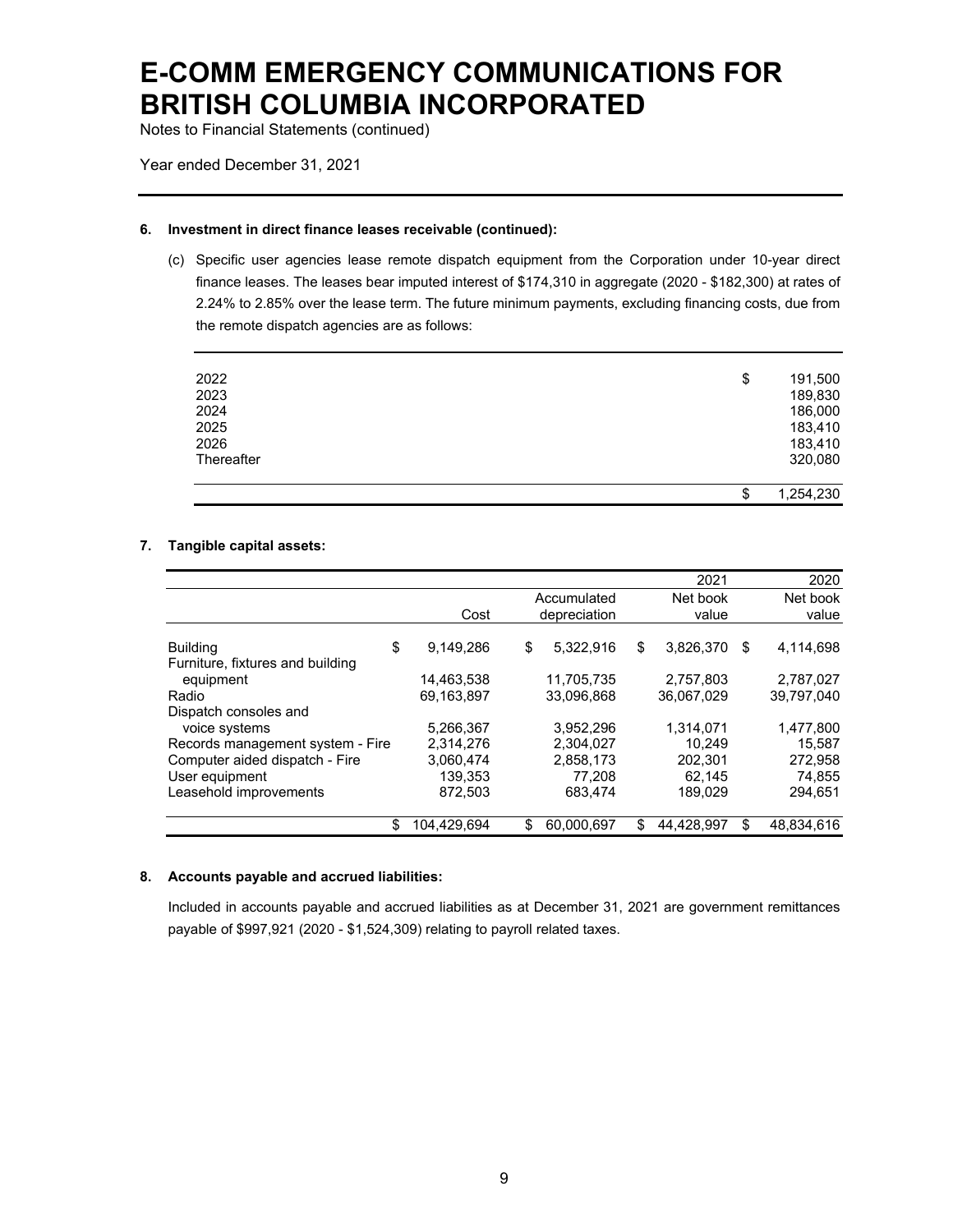# E-COMM EMERGENCY COMMUNICATIONS FOR BRITISH COLUMBIA INCORPORATED

Notes to Financial Statements (continued)

Year ended December 31, 2021

**6. Investment in direct finance leases receivable (continued):**

(c) Specific user agencies lease remote dispatch equipment from the Corporation under 10-year direct finance leases. The leases bear imputed interest of $174,310 in aggregate (2020 - $182,300) at rates of 2.24% to 2.85% over the lease term. The future minimum payments, excluding financing costs, due from the remote dispatch agencies are as follows:

| | |
|---|---|
| 2022 | $ 191,500 |
| 2023 | 189,830 |
| 2024 | 186,000 |
| 2025 | 183,410 |
| 2026 | 183,410 |
| Thereafter | 320,080 |
| | $ 1,254,230 |

**7. Tangible capital assets:**

| | Cost | Accumulated depreciation | 2021 Net book value | 2020 Net book value |
|---|---|---|---|---|
| Building | $ 9,149,286 | $ 5,322,916 | $ 3,826,370 | $ 4,114,698 |
| Furniture, fixtures and building equipment | 14,463,538 | 11,705,735 | 2,757,803 | 2,787,027 |
| Radio | 69,163,897 | 33,096,868 | 36,067,029 | 39,797,040 |
| Dispatch consoles and voice systems | 5,266,367 | 3,952,296 | 1,314,071 | 1,477,800 |
| Records management system - Fire | 2,314,276 | 2,304,027 | 10,249 | 15,587 |
| Computer aided dispatch - Fire | 3,060,474 | 2,858,173 | 202,301 | 272,958 |
| User equipment | 139,353 | 77,208 | 62,145 | 74,855 |
| Leasehold improvements | 872,503 | 683,474 | 189,029 | 294,651 |
| | $ 104,429,694 | $ 60,000,697 | $ 44,428,997 | $ 48,834,616 |

**8. Accounts payable and accrued liabilities:**

Included in accounts payable and accrued liabilities as at December 31, 2021 are government remittances payable of $997,921 (2020 - $1,524,309) relating to payroll related taxes.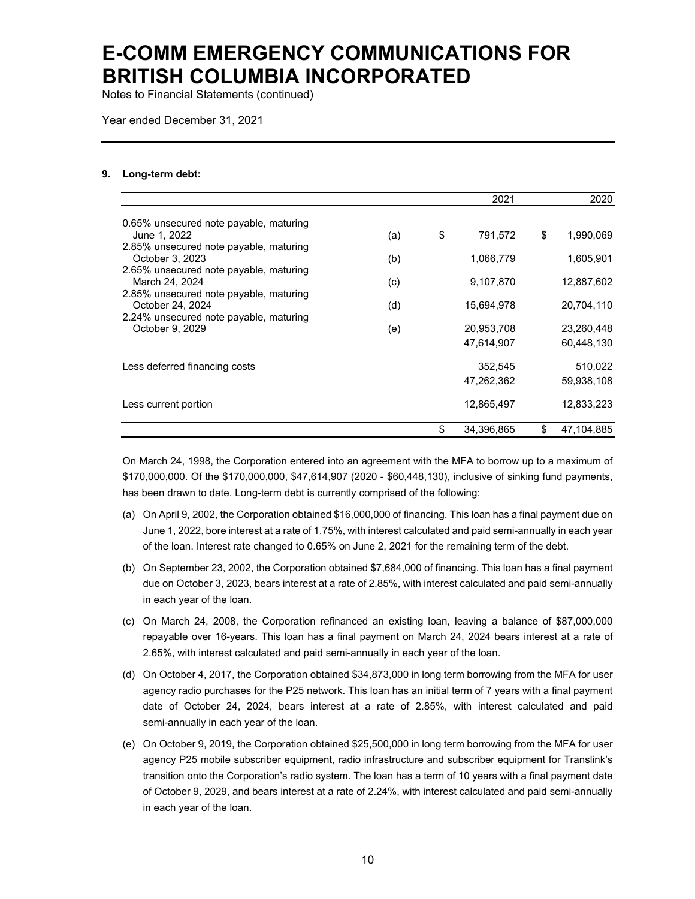# E-COMM EMERGENCY COMMUNICATIONS FOR BRITISH COLUMBIA INCORPORATED

Notes to Financial Statements (continued)

Year ended December 31, 2021

## 9. Long-term debt:

| | | 2021 | 2020 |
|---|---|---|---|
| 0.65% unsecured note payable, maturing June 1, 2022 | (a) | $ 791,572 | $ 1,990,069 |
| 2.85% unsecured note payable, maturing October 3, 2023 | (b) | 1,066,779 | 1,605,901 |
| 2.65% unsecured note payable, maturing March 24, 2024 | (c) | 9,107,870 | 12,887,602 |
| 2.85% unsecured note payable, maturing October 24, 2024 | (d) | 15,694,978 | 20,704,110 |
| 2.24% unsecured note payable, maturing October 9, 2029 | (e) | 20,953,708 | 23,260,448 |
| | | 47,614,907 | 60,448,130 |
| Less deferred financing costs | | 352,545 | 510,022 |
| | | 47,262,362 | 59,938,108 |
| Less current portion | | 12,865,497 | 12,833,223 |
| | | $ 34,396,865 | $ 47,104,885 |

On March 24, 1998, the Corporation entered into an agreement with the MFA to borrow up to a maximum of $170,000,000. Of the $170,000,000, $47,614,907 (2020 - $60,448,130), inclusive of sinking fund payments, has been drawn to date. Long-term debt is currently comprised of the following:

(a) On April 9, 2002, the Corporation obtained $16,000,000 of financing. This loan has a final payment due on June 1, 2022, bore interest at a rate of 1.75%, with interest calculated and paid semi-annually in each year of the loan. Interest rate changed to 0.65% on June 2, 2021 for the remaining term of the debt.

(b) On September 23, 2002, the Corporation obtained $7,684,000 of financing. This loan has a final payment due on October 3, 2023, bears interest at a rate of 2.85%, with interest calculated and paid semi-annually in each year of the loan.

(c) On March 24, 2008, the Corporation refinanced an existing loan, leaving a balance of $87,000,000 repayable over 16-years. This loan has a final payment on March 24, 2024 bears interest at a rate of 2.65%, with interest calculated and paid semi-annually in each year of the loan.

(d) On October 4, 2017, the Corporation obtained $34,873,000 in long term borrowing from the MFA for user agency radio purchases for the P25 network. This loan has an initial term of 7 years with a final payment date of October 24, 2024, bears interest at a rate of 2.85%, with interest calculated and paid semi-annually in each year of the loan.

(e) On October 9, 2019, the Corporation obtained $25,500,000 in long term borrowing from the MFA for user agency P25 mobile subscriber equipment, radio infrastructure and subscriber equipment for Translink's transition onto the Corporation's radio system. The loan has a term of 10 years with a final payment date of October 9, 2029, and bears interest at a rate of 2.24%, with interest calculated and paid semi-annually in each year of the loan.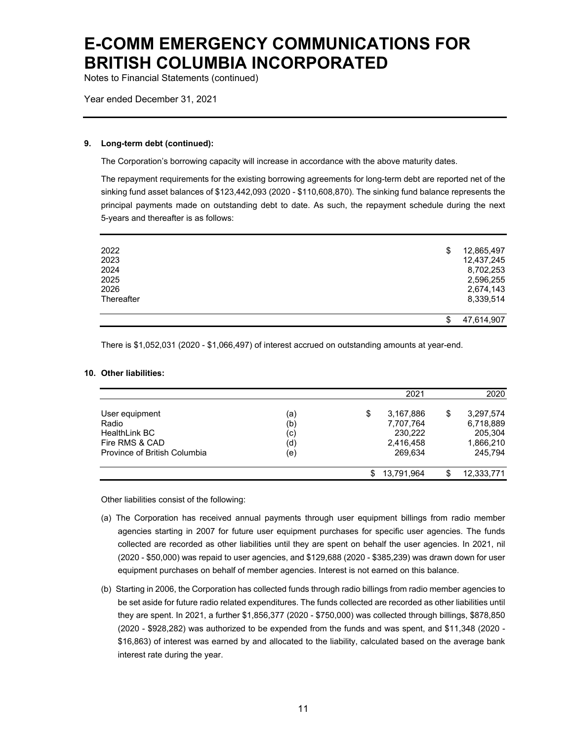# E-COMM EMERGENCY COMMUNICATIONS FOR BRITISH COLUMBIA INCORPORATED

Notes to Financial Statements (continued)

Year ended December 31, 2021

**9. Long-term debt (continued):**

The Corporation's borrowing capacity will increase in accordance with the above maturity dates.

The repayment requirements for the existing borrowing agreements for long-term debt are reported net of the sinking fund asset balances of $123,442,093 (2020 - $110,608,870). The sinking fund balance represents the principal payments made on outstanding debt to date. As such, the repayment schedule during the next 5-years and thereafter is as follows:

| | |
|---|---|
| 2022 | $ 12,865,497 |
| 2023 | 12,437,245 |
| 2024 | 8,702,253 |
| 2025 | 2,596,255 |
| 2026 | 2,674,143 |
| Thereafter | 8,339,514 |
| | $ 47,614,907 |

There is $1,052,031 (2020 - $1,066,497) of interest accrued on outstanding amounts at year-end.

**10. Other liabilities:**

| | | 2021 | 2020 |
|---|---|---|---|
| User equipment | (a) | $ 3,167,886 | $ 3,297,574 |
| Radio | (b) | 7,707,764 | 6,718,889 |
| HealthLink BC | (c) | 230,222 | 205,304 |
| Fire RMS & CAD | (d) | 2,416,458 | 1,866,210 |
| Province of British Columbia | (e) | 269,634 | 245,794 |
| | | $ 13,791,964 | $ 12,333,771 |

Other liabilities consist of the following:

(a) The Corporation has received annual payments through user equipment billings from radio member agencies starting in 2007 for future user equipment purchases for specific user agencies. The funds collected are recorded as other liabilities until they are spent on behalf the user agencies. In 2021, nil (2020 - $50,000) was repaid to user agencies, and $129,688 (2020 - $385,239) was drawn down for user equipment purchases on behalf of member agencies. Interest is not earned on this balance.

(b) Starting in 2006, the Corporation has collected funds through radio billings from radio member agencies to be set aside for future radio related expenditures. The funds collected are recorded as other liabilities until they are spent. In 2021, a further $1,856,377 (2020 - $750,000) was collected through billings, $878,850 (2020 - $928,282) was authorized to be expended from the funds and was spent, and $11,348 (2020 - $16,863) of interest was earned by and allocated to the liability, calculated based on the average bank interest rate during the year.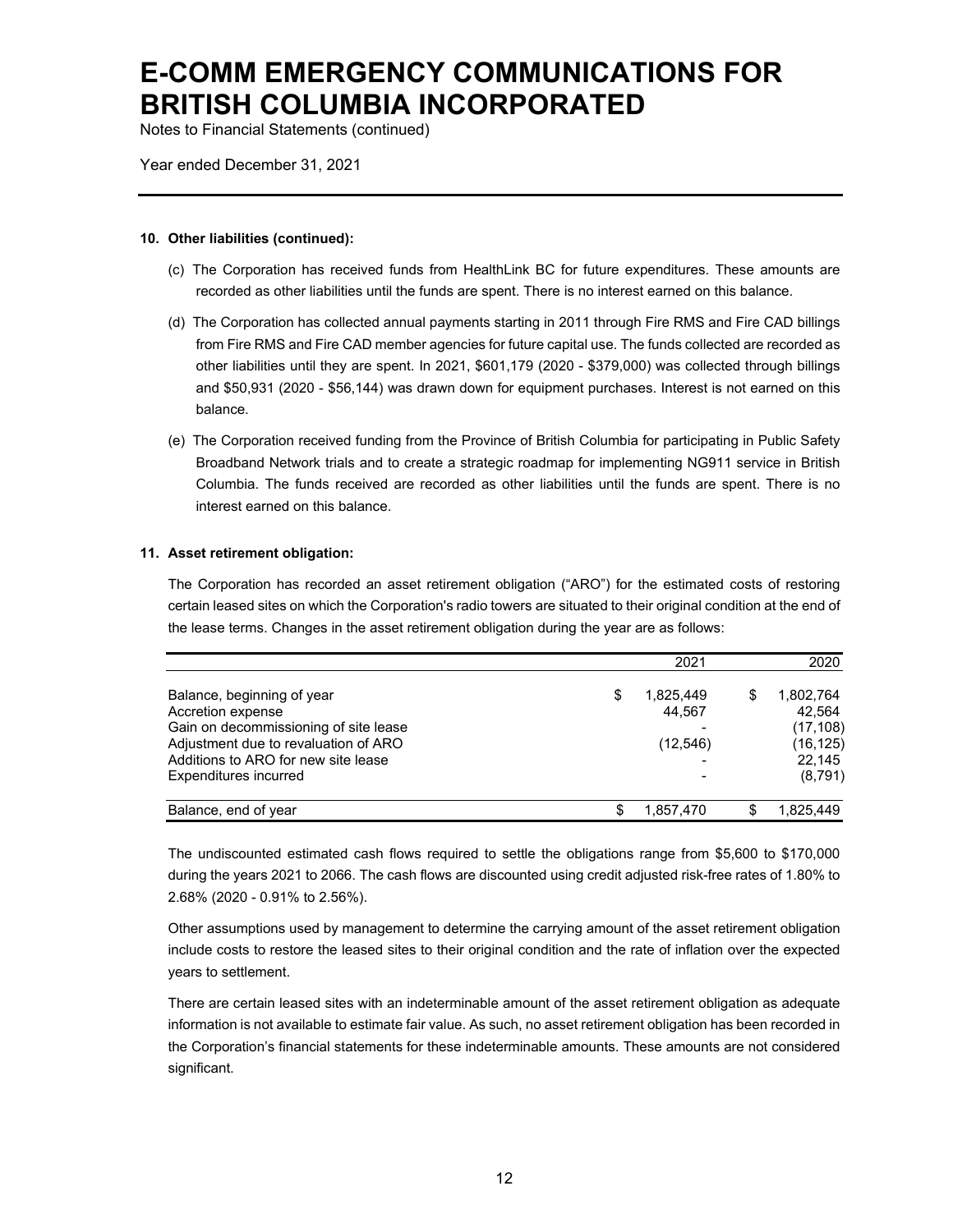# E-COMM EMERGENCY COMMUNICATIONS FOR BRITISH COLUMBIA INCORPORATED

Notes to Financial Statements (continued)

Year ended December 31, 2021

**10. Other liabilities (continued):**

(c) The Corporation has received funds from HealthLink BC for future expenditures. These amounts are recorded as other liabilities until the funds are spent. There is no interest earned on this balance.

(d) The Corporation has collected annual payments starting in 2011 through Fire RMS and Fire CAD billings from Fire RMS and Fire CAD member agencies for future capital use. The funds collected are recorded as other liabilities until they are spent. In 2021, $601,179 (2020 - $379,000) was collected through billings and $50,931 (2020 - $56,144) was drawn down for equipment purchases. Interest is not earned on this balance.

(e) The Corporation received funding from the Province of British Columbia for participating in Public Safety Broadband Network trials and to create a strategic roadmap for implementing NG911 service in British Columbia. The funds received are recorded as other liabilities until the funds are spent. There is no interest earned on this balance.

**11. Asset retirement obligation:**

The Corporation has recorded an asset retirement obligation ("ARO") for the estimated costs of restoring certain leased sites on which the Corporation's radio towers are situated to their original condition at the end of the lease terms. Changes in the asset retirement obligation during the year are as follows:

| | 2021 | 2020 |
|---|---|---|
| Balance, beginning of year | $ 1,825,449 | $ 1,802,764 |
| Accretion expense | 44,567 | 42,564 |
| Gain on decommissioning of site lease | - | (17,108) |
| Adjustment due to revaluation of ARO | (12,546) | (16,125) |
| Additions to ARO for new site lease | - | 22,145 |
| Expenditures incurred | - | (8,791) |
| Balance, end of year | $ 1,857,470 | $ 1,825,449 |

The undiscounted estimated cash flows required to settle the obligations range from $5,600 to $170,000 during the years 2021 to 2066. The cash flows are discounted using credit adjusted risk-free rates of 1.80% to 2.68% (2020 - 0.91% to 2.56%).

Other assumptions used by management to determine the carrying amount of the asset retirement obligation include costs to restore the leased sites to their original condition and the rate of inflation over the expected years to settlement.

There are certain leased sites with an indeterminable amount of the asset retirement obligation as adequate information is not available to estimate fair value. As such, no asset retirement obligation has been recorded in the Corporation's financial statements for these indeterminable amounts. These amounts are not considered significant.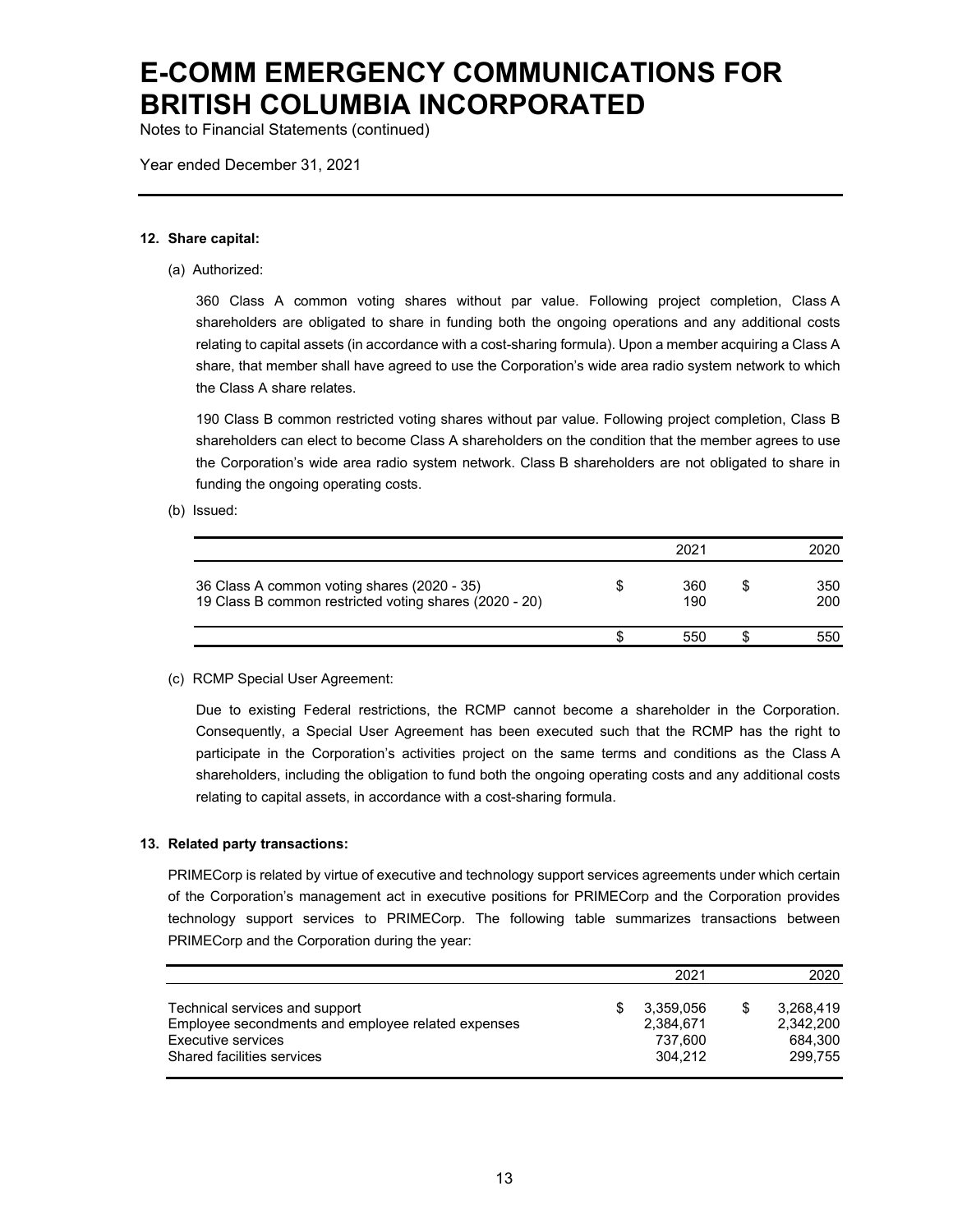# E-COMM EMERGENCY COMMUNICATIONS FOR BRITISH COLUMBIA INCORPORATED

Notes to Financial Statements (continued)

Year ended December 31, 2021

**12. Share capital:**

(a) Authorized:

360 Class A common voting shares without par value. Following project completion, Class A shareholders are obligated to share in funding both the ongoing operations and any additional costs relating to capital assets (in accordance with a cost-sharing formula). Upon a member acquiring a Class A share, that member shall have agreed to use the Corporation's wide area radio system network to which the Class A share relates.

190 Class B common restricted voting shares without par value. Following project completion, Class B shareholders can elect to become Class A shareholders on the condition that the member agrees to use the Corporation's wide area radio system network. Class B shareholders are not obligated to share in funding the ongoing operating costs.

(b) Issued:

| | 2021 | 2020 |
|---|---|---|
| 36 Class A common voting shares (2020 - 35) | $ 360 | $ 350 |
| 19 Class B common restricted voting shares (2020 - 20) | 190 | 200 |
| | $ 550 | $ 550 |

(c) RCMP Special User Agreement:

Due to existing Federal restrictions, the RCMP cannot become a shareholder in the Corporation. Consequently, a Special User Agreement has been executed such that the RCMP has the right to participate in the Corporation's activities project on the same terms and conditions as the Class A shareholders, including the obligation to fund both the ongoing operating costs and any additional costs relating to capital assets, in accordance with a cost-sharing formula.

**13. Related party transactions:**

PRIMECorp is related by virtue of executive and technology support services agreements under which certain of the Corporation's management act in executive positions for PRIMECorp and the Corporation provides technology support services to PRIMECorp. The following table summarizes transactions between PRIMECorp and the Corporation during the year:

| | 2021 | 2020 |
|---|---|---|
| Technical services and support | $ 3,359,056 | $ 3,268,419 |
| Employee secondments and employee related expenses | 2,384,671 | 2,342,200 |
| Executive services | 737,600 | 684,300 |
| Shared facilities services | 304,212 | 299,755 |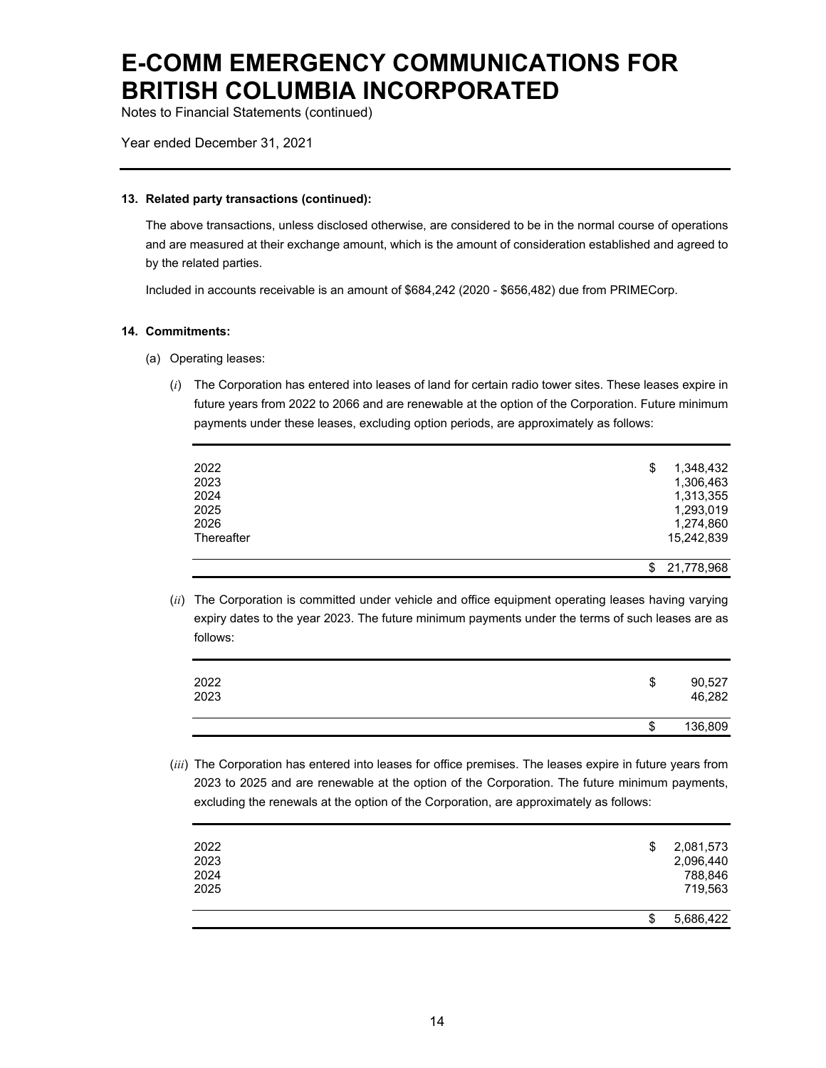# E-COMM EMERGENCY COMMUNICATIONS FOR BRITISH COLUMBIA INCORPORATED

Notes to Financial Statements (continued)

Year ended December 31, 2021

**13. Related party transactions (continued):**

The above transactions, unless disclosed otherwise, are considered to be in the normal course of operations and are measured at their exchange amount, which is the amount of consideration established and agreed to by the related parties.

Included in accounts receivable is an amount of $684,242 (2020 - $656,482) due from PRIMECorp.

**14. Commitments:**

(a) Operating leases:

(*i*) The Corporation has entered into leases of land for certain radio tower sites. These leases expire in future years from 2022 to 2066 and are renewable at the option of the Corporation. Future minimum payments under these leases, excluding option periods, are approximately as follows:

| | |
|---|---|
| 2022 | $ 1,348,432 |
| 2023 | 1,306,463 |
| 2024 | 1,313,355 |
| 2025 | 1,293,019 |
| 2026 | 1,274,860 |
| Thereafter | 15,242,839 |
| | $ 21,778,968 |

(*ii*) The Corporation is committed under vehicle and office equipment operating leases having varying expiry dates to the year 2023. The future minimum payments under the terms of such leases are as follows:

| | |
|---|---|
| 2022 | $ 90,527 |
| 2023 | 46,282 |
| | $ 136,809 |

(*iii*) The Corporation has entered into leases for office premises. The leases expire in future years from 2023 to 2025 and are renewable at the option of the Corporation. The future minimum payments, excluding the renewals at the option of the Corporation, are approximately as follows:

| | |
|---|---|
| 2022 | $ 2,081,573 |
| 2023 | 2,096,440 |
| 2024 | 788,846 |
| 2025 | 719,563 |
| | $ 5,686,422 |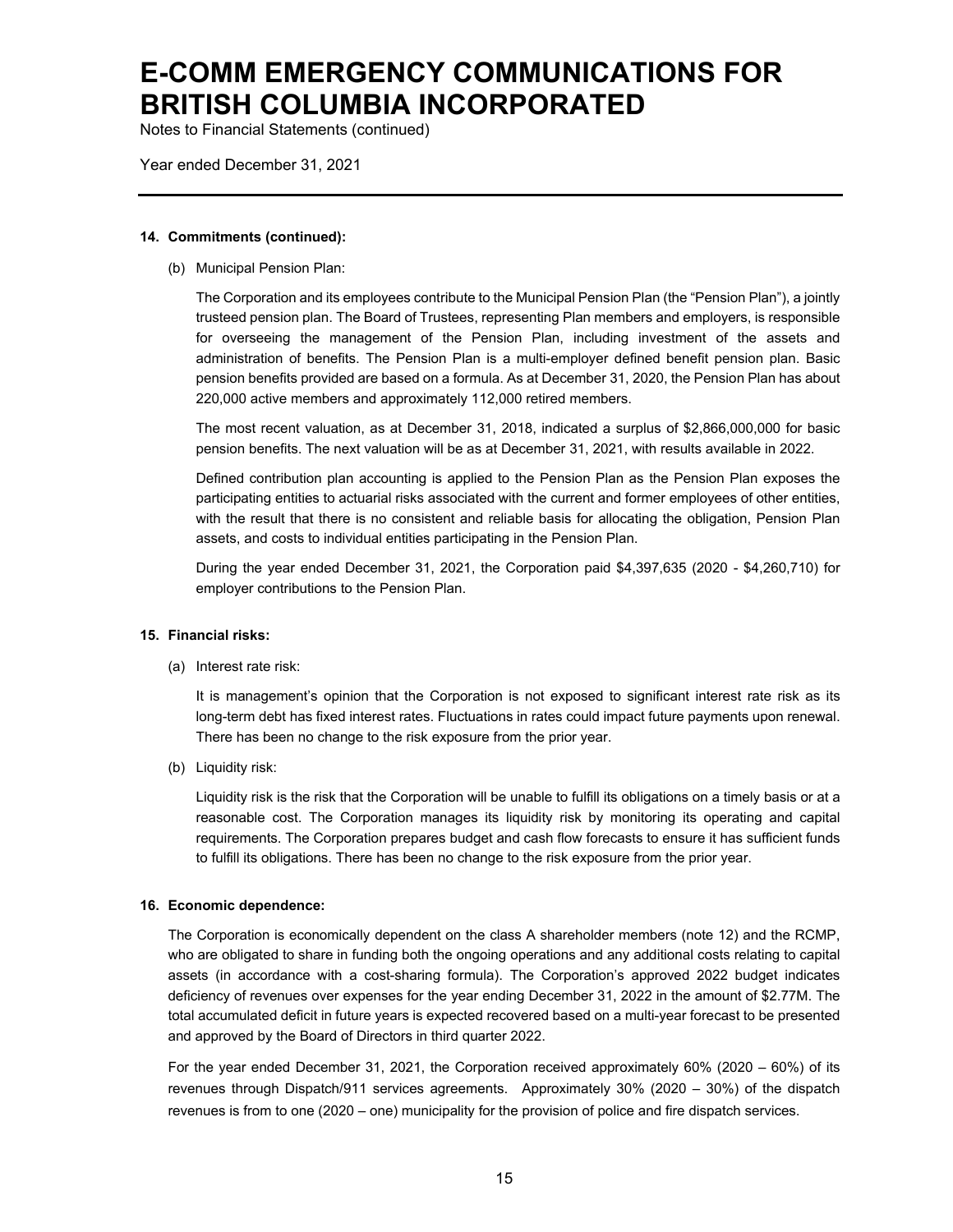# E-COMM EMERGENCY COMMUNICATIONS FOR BRITISH COLUMBIA INCORPORATED

Notes to Financial Statements (continued)

Year ended December 31, 2021

---

**14. Commitments (continued):**

(b) Municipal Pension Plan:

The Corporation and its employees contribute to the Municipal Pension Plan (the "Pension Plan"), a jointly trusteed pension plan. The Board of Trustees, representing Plan members and employers, is responsible for overseeing the management of the Pension Plan, including investment of the assets and administration of benefits. The Pension Plan is a multi-employer defined benefit pension plan. Basic pension benefits provided are based on a formula. As at December 31, 2020, the Pension Plan has about 220,000 active members and approximately 112,000 retired members.

The most recent valuation, as at December 31, 2018, indicated a surplus of $2,866,000,000 for basic pension benefits. The next valuation will be as at December 31, 2021, with results available in 2022.

Defined contribution plan accounting is applied to the Pension Plan as the Pension Plan exposes the participating entities to actuarial risks associated with the current and former employees of other entities, with the result that there is no consistent and reliable basis for allocating the obligation, Pension Plan assets, and costs to individual entities participating in the Pension Plan.

During the year ended December 31, 2021, the Corporation paid $4,397,635 (2020 - $4,260,710) for employer contributions to the Pension Plan.

**15. Financial risks:**

(a) Interest rate risk:

It is management's opinion that the Corporation is not exposed to significant interest rate risk as its long-term debt has fixed interest rates. Fluctuations in rates could impact future payments upon renewal. There has been no change to the risk exposure from the prior year.

(b) Liquidity risk:

Liquidity risk is the risk that the Corporation will be unable to fulfill its obligations on a timely basis or at a reasonable cost. The Corporation manages its liquidity risk by monitoring its operating and capital requirements. The Corporation prepares budget and cash flow forecasts to ensure it has sufficient funds to fulfill its obligations. There has been no change to the risk exposure from the prior year.

**16. Economic dependence:**

The Corporation is economically dependent on the class A shareholder members (note 12) and the RCMP, who are obligated to share in funding both the ongoing operations and any additional costs relating to capital assets (in accordance with a cost-sharing formula). The Corporation's approved 2022 budget indicates deficiency of revenues over expenses for the year ending December 31, 2022 in the amount of $2.77M. The total accumulated deficit in future years is expected recovered based on a multi-year forecast to be presented and approved by the Board of Directors in third quarter 2022.

For the year ended December 31, 2021, the Corporation received approximately 60% (2020 – 60%) of its revenues through Dispatch/911 services agreements. Approximately 30% (2020 – 30%) of the dispatch revenues is from to one (2020 – one) municipality for the provision of police and fire dispatch services.